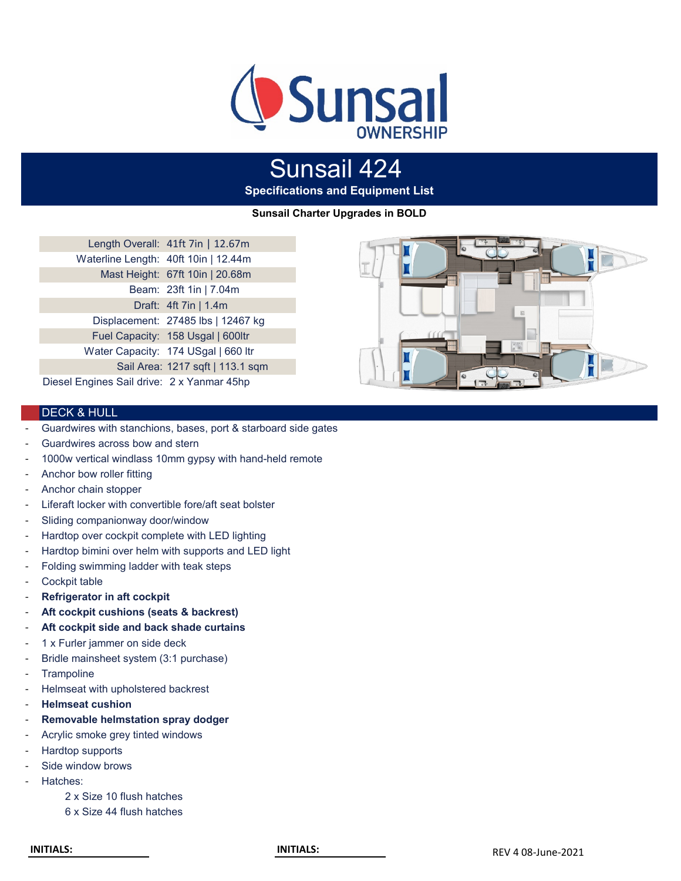# Sunsail 424

**Specifications and Equipment List**

**Sunsail Charter Upgrades in BOLD**

| | |
|---|---|
| Length Overall: | 41ft 7in \| 12.67m |
| Waterline Length: | 40ft 10in \| 12.44m |
| Mast Height: | 67ft 10in \| 20.68m |
| Beam: | 23ft 1in \| 7.04m |
| Draft: | 4ft 7in \| 1.4m |
| Displacement: | 27485 lbs \| 12467 kg |
| Fuel Capacity: | 158 Usgal \| 600ltr |
| Water Capacity: | 174 USgal \| 660 ltr |
| Sail Area: | 1217 sqft \| 113.1 sqm |
| Diesel Engines Sail drive: | 2 x Yanmar 45hp |

## DECK & HULL

- Guardwires with stanchions, bases, port & starboard side gates
- Guardwires across bow and stern
- 1000w vertical windlass 10mm gypsy with hand-held remote
- Anchor bow roller fitting
- Anchor chain stopper
- Liferaft locker with convertible fore/aft seat bolster
- Sliding companionway door/window
- Hardtop over cockpit complete with LED lighting
- Hardtop bimini over helm with supports and LED light
- Folding swimming ladder with teak steps
- Cockpit table
- **Refrigerator in aft cockpit**
- **Aft cockpit cushions (seats & backrest)**
- **Aft cockpit side and back shade curtains**
- 1 x Furler jammer on side deck
- Bridle mainsheet system (3:1 purchase)
- Trampoline
- Helmseat with upholstered backrest
- **Helmseat cushion**
- **Removable helmstation spray dodger**
- Acrylic smoke grey tinted windows
- Hardtop supports
- Side window brows
- Hatches:
  - 2 x Size 10 flush hatches
  - 6 x Size 44 flush hatches

INITIALS: ____________ INITIALS: ____________

REV 4 08-June-2021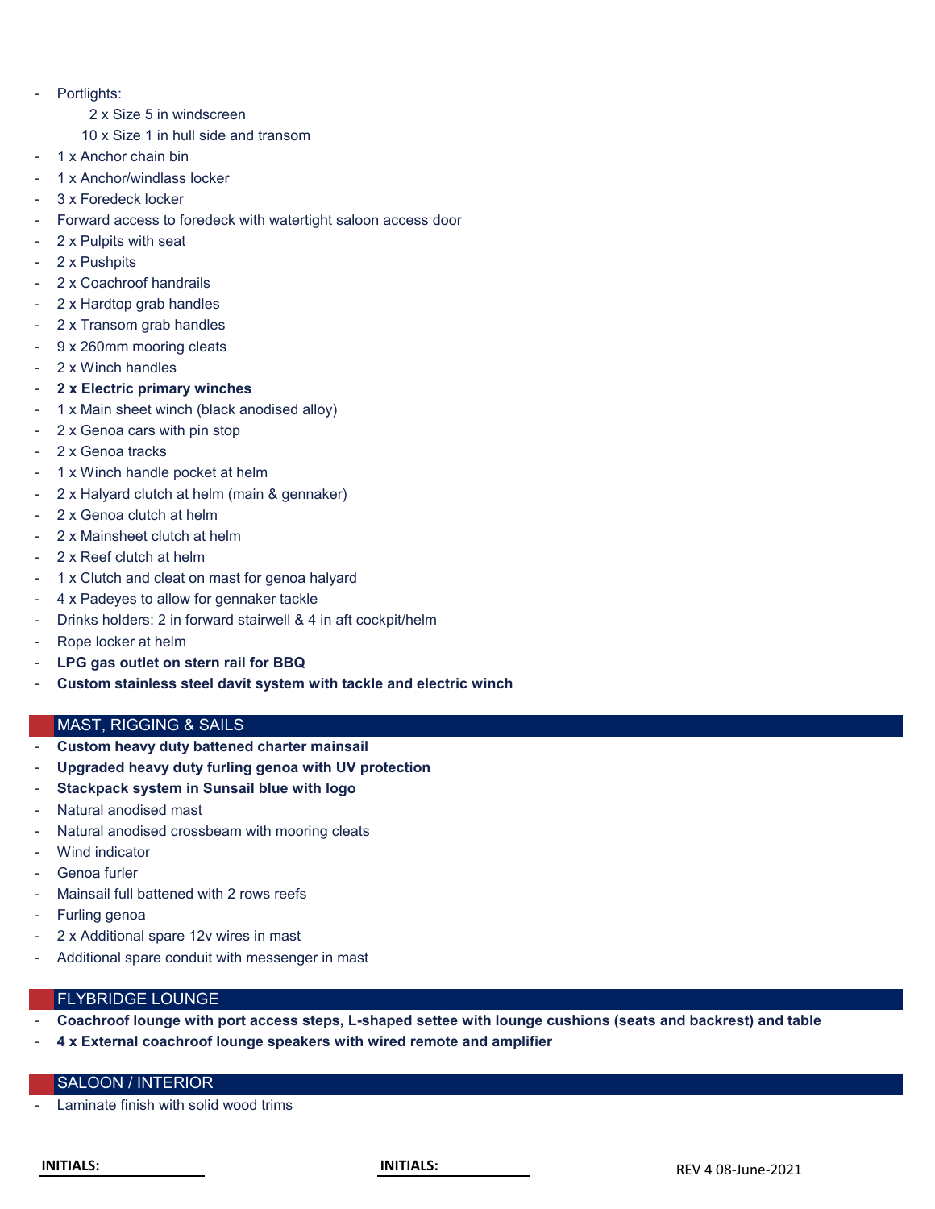- Portlights:
  - 2 x Size 5 in windscreen
  - 10 x Size 1 in hull side and transom
- 1 x Anchor chain bin
- 1 x Anchor/windlass locker
- 3 x Foredeck locker
- Forward access to foredeck with watertight saloon access door
- 2 x Pulpits with seat
- 2 x Pushpits
- 2 x Coachroof handrails
- 2 x Hardtop grab handles
- 2 x Transom grab handles
- 9 x 260mm mooring cleats
- 2 x Winch handles
- **2 x Electric primary winches**
- 1 x Main sheet winch (black anodised alloy)
- 2 x Genoa cars with pin stop
- 2 x Genoa tracks
- 1 x Winch handle pocket at helm
- 2 x Halyard clutch at helm (main & gennaker)
- 2 x Genoa clutch at helm
- 2 x Mainsheet clutch at helm
- 2 x Reef clutch at helm
- 1 x Clutch and cleat on mast for genoa halyard
- 4 x Padeyes to allow for gennaker tackle
- Drinks holders: 2 in forward stairwell & 4 in aft cockpit/helm
- Rope locker at helm
- **LPG gas outlet on stern rail for BBQ**
- **Custom stainless steel davit system with tackle and electric winch**

## MAST, RIGGING & SAILS

- **Custom heavy duty battened charter mainsail**
- **Upgraded heavy duty furling genoa with UV protection**
- **Stackpack system in Sunsail blue with logo**
- Natural anodised mast
- Natural anodised crossbeam with mooring cleats
- Wind indicator
- Genoa furler
- Mainsail full battened with 2 rows reefs
- Furling genoa
- 2 x Additional spare 12v wires in mast
- Additional spare conduit with messenger in mast

## FLYBRIDGE LOUNGE

- **Coachroof lounge with port access steps, L-shaped settee with lounge cushions (seats and backrest) and table**
- **4 x External coachroof lounge speakers with wired remote and amplifier**

## SALOON / INTERIOR

- Laminate finish with solid wood trims

**INITIALS:** \_\_\_\_\_\_\_\_\_\_\_\_\_\_ **INITIALS:** \_\_\_\_\_\_\_\_\_\_\_\_\_\_ REV 4 08-June-2021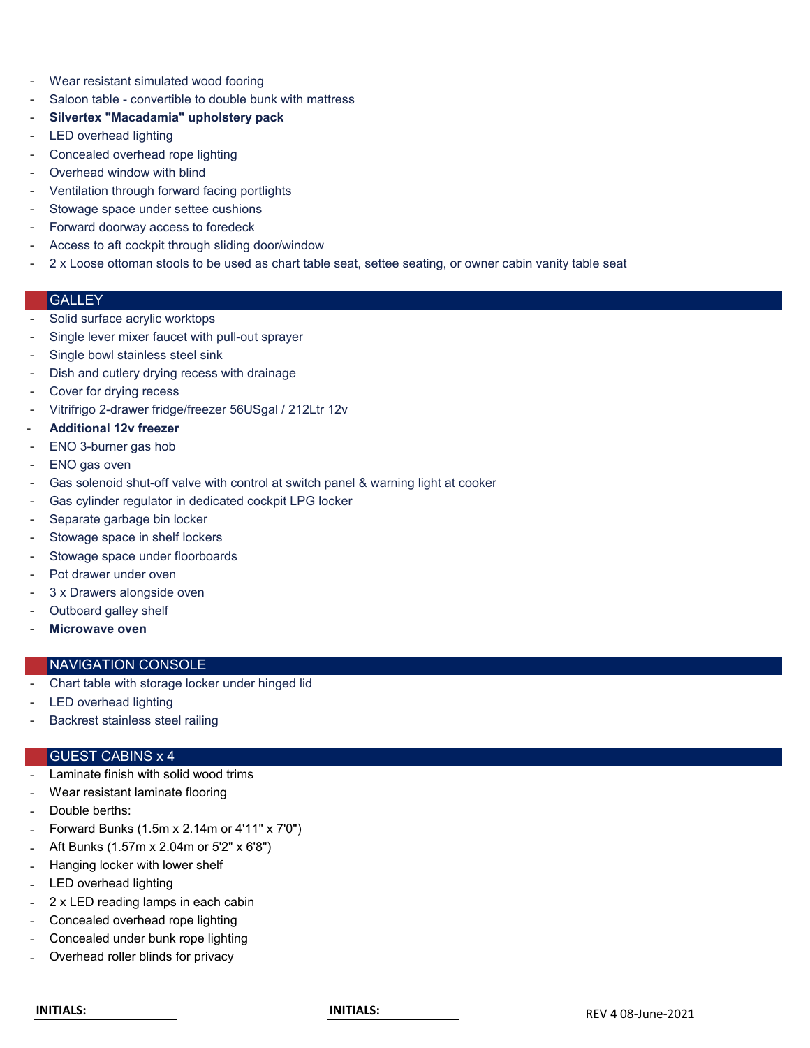- Wear resistant simulated wood fooring
- Saloon table - convertible to double bunk with mattress
- **Silvertex "Macadamia" upholstery pack**
- LED overhead lighting
- Concealed overhead rope lighting
- Overhead window with blind
- Ventilation through forward facing portlights
- Stowage space under settee cushions
- Forward doorway access to foredeck
- Access to aft cockpit through sliding door/window
- 2 x Loose ottoman stools to be used as chart table seat, settee seating, or owner cabin vanity table seat

## GALLEY

- Solid surface acrylic worktops
- Single lever mixer faucet with pull-out sprayer
- Single bowl stainless steel sink
- Dish and cutlery drying recess with drainage
- Cover for drying recess
- Vitrifrigo 2-drawer fridge/freezer 56USgal / 212Ltr 12v
- **Additional 12v freezer**
- ENO 3-burner gas hob
- ENO gas oven
- Gas solenoid shut-off valve with control at switch panel & warning light at cooker
- Gas cylinder regulator in dedicated cockpit LPG locker
- Separate garbage bin locker
- Stowage space in shelf lockers
- Stowage space under floorboards
- Pot drawer under oven
- 3 x Drawers alongside oven
- Outboard galley shelf
- **Microwave oven**

## NAVIGATION CONSOLE

- Chart table with storage locker under hinged lid
- LED overhead lighting
- Backrest stainless steel railing

## GUEST CABINS x 4

- Laminate finish with solid wood trims
- Wear resistant laminate flooring
- Double berths:
- Forward Bunks (1.5m x 2.14m or 4'11" x 7'0")
- Aft Bunks (1.57m x 2.04m or 5'2" x 6'8")
- Hanging locker with lower shelf
- LED overhead lighting
- 2 x LED reading lamps in each cabin
- Concealed overhead rope lighting
- Concealed under bunk rope lighting
- Overhead roller blinds for privacy

**INITIALS:** ____________ **INITIALS:** ____________ REV 4 08-June-2021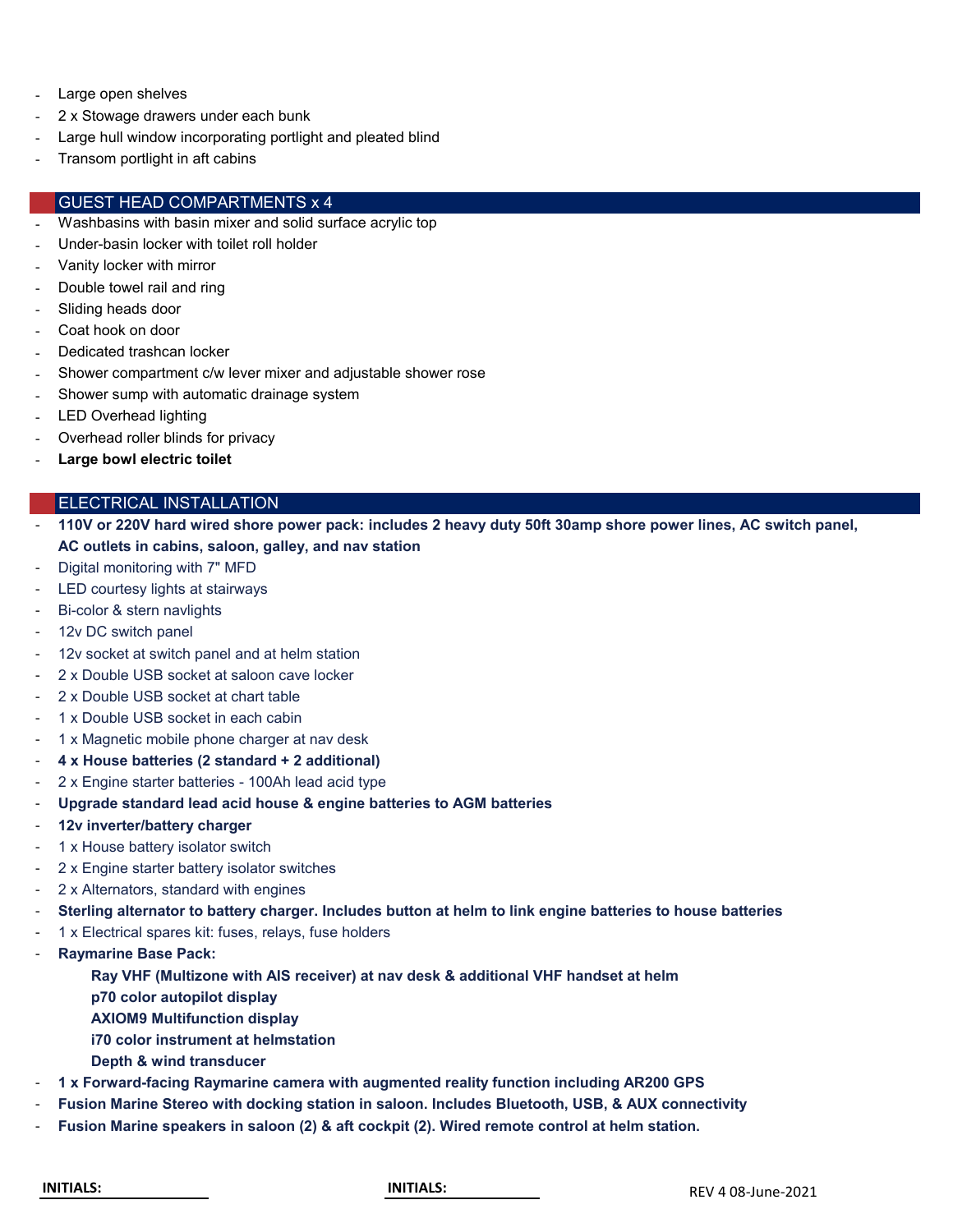- Large open shelves
- 2 x Stowage drawers under each bunk
- Large hull window incorporating portlight and pleated blind
- Transom portlight in aft cabins

## GUEST HEAD COMPARTMENTS x 4

- Washbasins with basin mixer and solid surface acrylic top
- Under-basin locker with toilet roll holder
- Vanity locker with mirror
- Double towel rail and ring
- Sliding heads door
- Coat hook on door
- Dedicated trashcan locker
- Shower compartment c/w lever mixer and adjustable shower rose
- Shower sump with automatic drainage system
- LED Overhead lighting
- Overhead roller blinds for privacy
- **Large bowl electric toilet**

## ELECTRICAL INSTALLATION

- **110V or 220V hard wired shore power pack: includes 2 heavy duty 50ft 30amp shore power lines, AC switch panel, AC outlets in cabins, saloon, galley, and nav station**
- Digital monitoring with 7" MFD
- LED courtesy lights at stairways
- Bi-color & stern navlights
- 12v DC switch panel
- 12v socket at switch panel and at helm station
- 2 x Double USB socket at saloon cave locker
- 2 x Double USB socket at chart table
- 1 x Double USB socket in each cabin
- 1 x Magnetic mobile phone charger at nav desk
- **4 x House batteries (2 standard + 2 additional)**
- 2 x Engine starter batteries - 100Ah lead acid type
- **Upgrade standard lead acid house & engine batteries to AGM batteries**
- **12v inverter/battery charger**
- 1 x House battery isolator switch
- 2 x Engine starter battery isolator switches
- 2 x Alternators, standard with engines
- **Sterling alternator to battery charger. Includes button at helm to link engine batteries to house batteries**
- 1 x Electrical spares kit: fuses, relays, fuse holders
- **Raymarine Base Pack:**
  - **Ray VHF (Multizone with AIS receiver) at nav desk & additional VHF handset at helm**
  - **p70 color autopilot display**
  - **AXIOM9 Multifunction display**
  - **i70 color instrument at helmstation**
  - **Depth & wind transducer**
- **1 x Forward-facing Raymarine camera with augmented reality function including AR200 GPS**
- **Fusion Marine Stereo with docking station in saloon. Includes Bluetooth, USB, & AUX connectivity**
- **Fusion Marine speakers in saloon (2) & aft cockpit (2). Wired remote control at helm station.**

**INITIALS:** ____________ **INITIALS:** ____________ REV 4 08-June-2021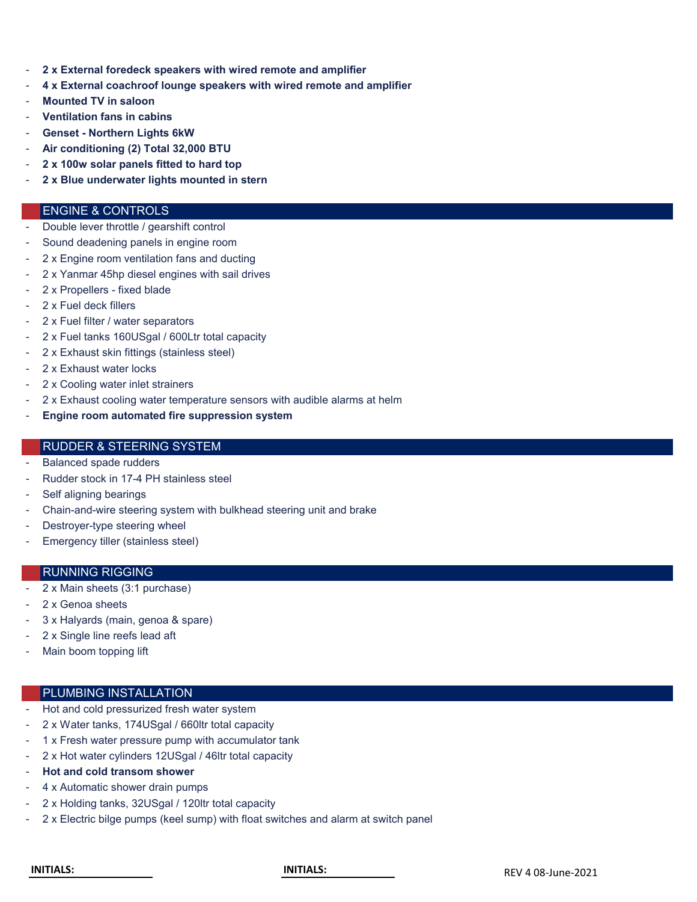- **2 x External foredeck speakers with wired remote and amplifier**
- **4 x External coachroof lounge speakers with wired remote and amplifier**
- **Mounted TV in saloon**
- **Ventilation fans in cabins**
- **Genset - Northern Lights 6kW**
- **Air conditioning (2) Total 32,000 BTU**
- **2 x 100w solar panels fitted to hard top**
- **2 x Blue underwater lights mounted in stern**

## ENGINE & CONTROLS

- Double lever throttle / gearshift control
- Sound deadening panels in engine room
- 2 x Engine room ventilation fans and ducting
- 2 x Yanmar 45hp diesel engines with sail drives
- 2 x Propellers - fixed blade
- 2 x Fuel deck fillers
- 2 x Fuel filter / water separators
- 2 x Fuel tanks 160USgal / 600Ltr total capacity
- 2 x Exhaust skin fittings (stainless steel)
- 2 x Exhaust water locks
- 2 x Cooling water inlet strainers
- 2 x Exhaust cooling water temperature sensors with audible alarms at helm
- **Engine room automated fire suppression system**

## RUDDER & STEERING SYSTEM

- Balanced spade rudders
- Rudder stock in 17-4 PH stainless steel
- Self aligning bearings
- Chain-and-wire steering system with bulkhead steering unit and brake
- Destroyer-type steering wheel
- Emergency tiller (stainless steel)

## RUNNING RIGGING

- 2 x Main sheets (3:1 purchase)
- 2 x Genoa sheets
- 3 x Halyards (main, genoa & spare)
- 2 x Single line reefs lead aft
- Main boom topping lift

## PLUMBING INSTALLATION

- Hot and cold pressurized fresh water system
- 2 x Water tanks, 174USgal / 660ltr total capacity
- 1 x Fresh water pressure pump with accumulator tank
- 2 x Hot water cylinders 12USgal / 46ltr total capacity
- **Hot and cold transom shower**
- 4 x Automatic shower drain pumps
- 2 x Holding tanks, 32USgal / 120ltr total capacity
- 2 x Electric bilge pumps (keel sump) with float switches and alarm at switch panel

**INITIALS:** ______________ **INITIALS:** ______________ REV 4 08-June-2021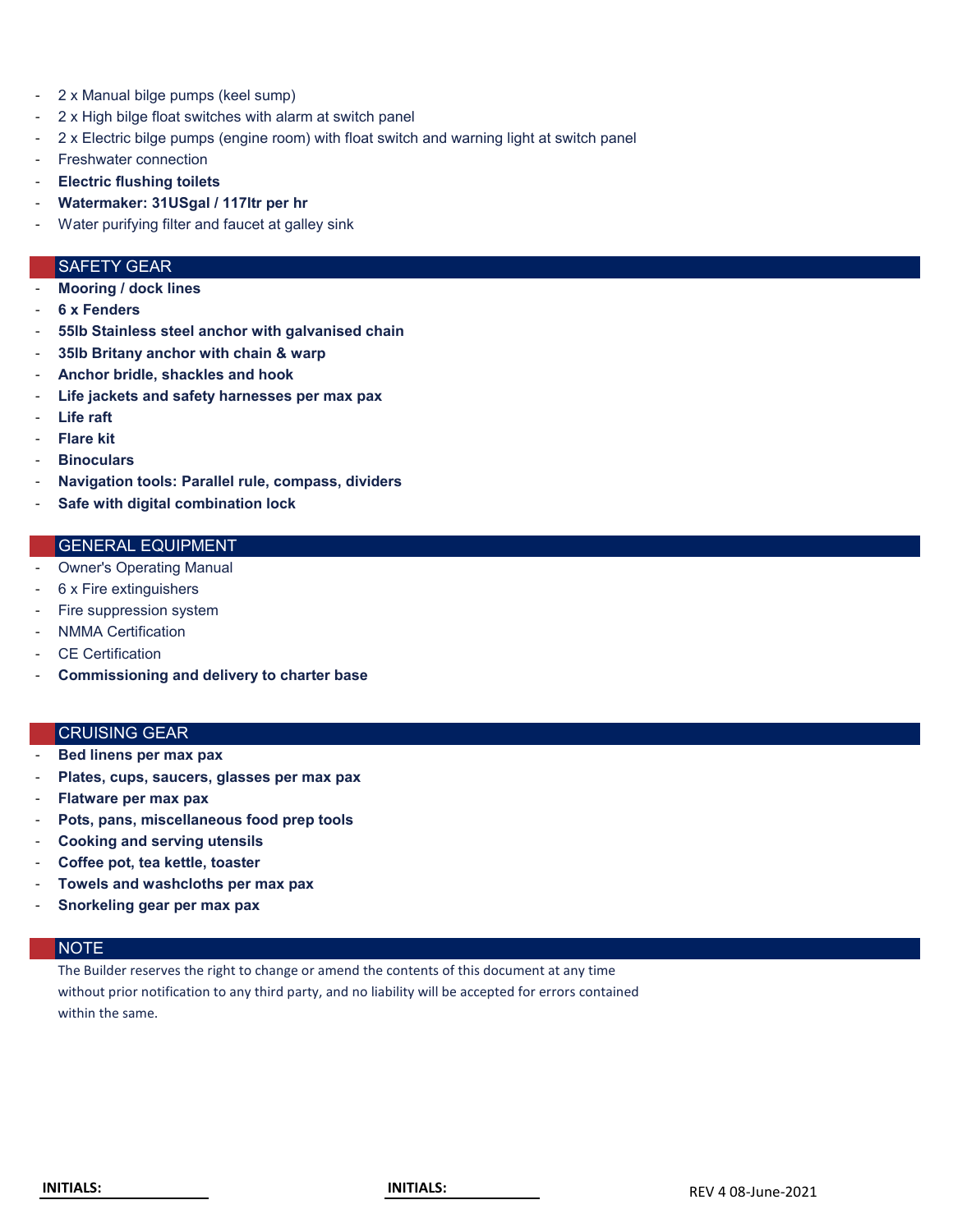- 2 x Manual bilge pumps (keel sump)
- 2 x High bilge float switches with alarm at switch panel
- 2 x Electric bilge pumps (engine room) with float switch and warning light at switch panel
- Freshwater connection
- **Electric flushing toilets**
- **Watermaker: 31USgal / 117ltr per hr**
- Water purifying filter and faucet at galley sink

## SAFETY GEAR

- **Mooring / dock lines**
- **6 x Fenders**
- **55lb Stainless steel anchor with galvanised chain**
- **35lb Britany anchor with chain & warp**
- **Anchor bridle, shackles and hook**
- **Life jackets and safety harnesses per max pax**
- **Life raft**
- **Flare kit**
- **Binoculars**
- **Navigation tools: Parallel rule, compass, dividers**
- **Safe with digital combination lock**

## GENERAL EQUIPMENT

- Owner's Operating Manual
- 6 x Fire extinguishers
- Fire suppression system
- NMMA Certification
- CE Certification
- **Commissioning and delivery to charter base**

## CRUISING GEAR

- **Bed linens per max pax**
- **Plates, cups, saucers, glasses per max pax**
- **Flatware per max pax**
- **Pots, pans, miscellaneous food prep tools**
- **Cooking and serving utensils**
- **Coffee pot, tea kettle, toaster**
- **Towels and washcloths per max pax**
- **Snorkeling gear per max pax**

## NOTE

The Builder reserves the right to change or amend the contents of this document at any time without prior notification to any third party, and no liability will be accepted for errors contained within the same.

**INITIALS:** ______________ **INITIALS:** ______________ REV 4 08-June-2021